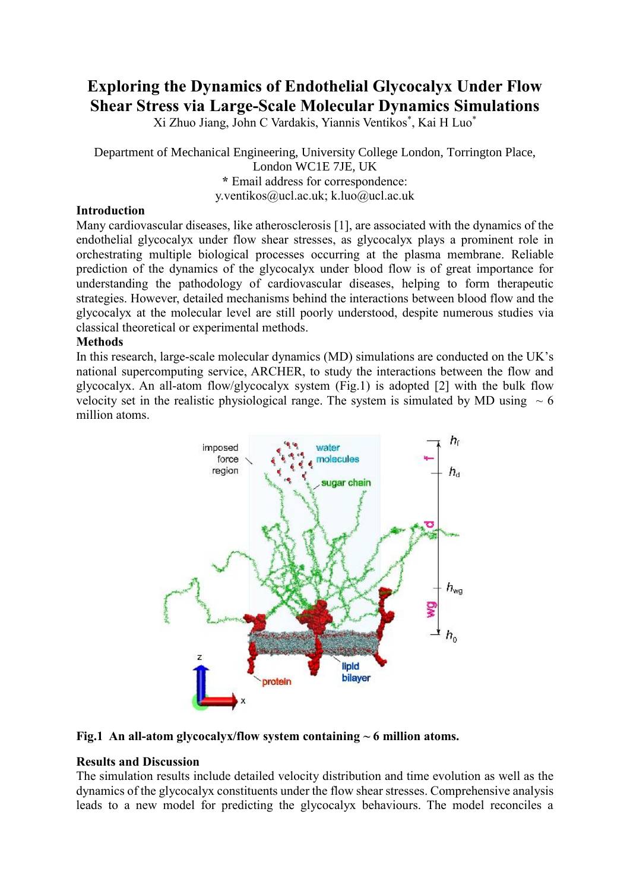# Exploring the Dynamics of Endothelial Glycocalyx Under Flow Shear Stress via Large-Scale Molecular Dynamics Simulations

Xi Zhuo Jiang, John C Vardakis, Yiannis Ventikos*, Kai H Luo*

Department of Mechanical Engineering, University College London, Torrington Place, London WC1E 7JE, UK

**\*** Email address for correspondence:
y.ventikos@ucl.ac.uk; k.luo@ucl.ac.uk

## Introduction

Many cardiovascular diseases, like atherosclerosis [1], are associated with the dynamics of the endothelial glycocalyx under flow shear stresses, as glycocalyx plays a prominent role in orchestrating multiple biological processes occurring at the plasma membrane. Reliable prediction of the dynamics of the glycocalyx under blood flow is of great importance for understanding the pathodology of cardiovascular diseases, helping to form therapeutic strategies. However, detailed mechanisms behind the interactions between blood flow and the glycocalyx at the molecular level are still poorly understood, despite numerous studies via classical theoretical or experimental methods.

## Methods

In this research, large-scale molecular dynamics (MD) simulations are conducted on the UK's national supercomputing service, ARCHER, to study the interactions between the flow and glycocalyx. An all-atom flow/glycocalyx system (Fig.1) is adopted [2] with the bulk flow velocity set in the realistic physiological range. The system is simulated by MD using ~ 6 million atoms.

**Fig.1 An all-atom glycocalyx/flow system containing ~ 6 million atoms.**

## Results and Discussion

The simulation results include detailed velocity distribution and time evolution as well as the dynamics of the glycocalyx constituents under the flow shear stresses. Comprehensive analysis leads to a new model for predicting the glycocalyx behaviours. The model reconciles a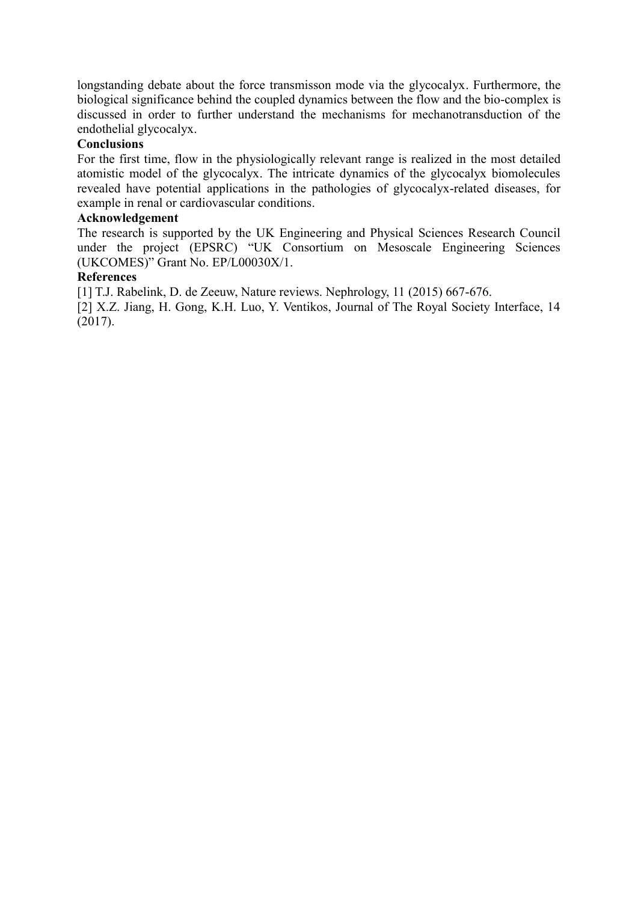longstanding debate about the force transmisson mode via the glycocalyx. Furthermore, the biological significance behind the coupled dynamics between the flow and the bio-complex is discussed in order to further understand the mechanisms for mechanotransduction of the endothelial glycocalyx.

**Conclusions**

For the first time, flow in the physiologically relevant range is realized in the most detailed atomistic model of the glycocalyx. The intricate dynamics of the glycocalyx biomolecules revealed have potential applications in the pathologies of glycocalyx-related diseases, for example in renal or cardiovascular conditions.

**Acknowledgement**

The research is supported by the UK Engineering and Physical Sciences Research Council under the project (EPSRC) "UK Consortium on Mesoscale Engineering Sciences (UKCOMES)" Grant No. EP/L00030X/1.

**References**

[1] T.J. Rabelink, D. de Zeeuw, Nature reviews. Nephrology, 11 (2015) 667-676.

[2] X.Z. Jiang, H. Gong, K.H. Luo, Y. Ventikos, Journal of The Royal Society Interface, 14 (2017).